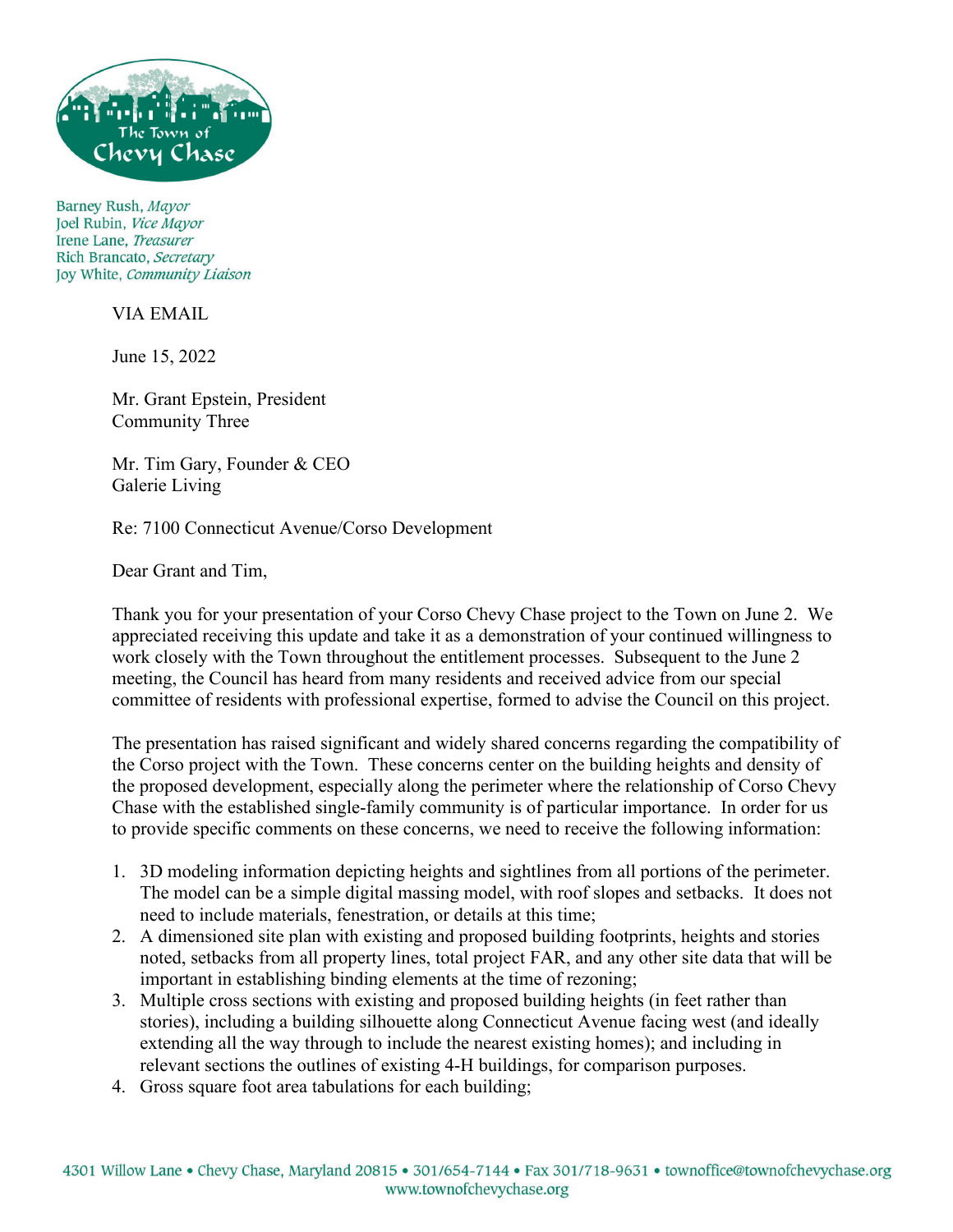Barney Rush, *Mayor*
Joel Rubin, *Vice Mayor*
Irene Lane, *Treasurer*
Rich Brancato, *Secretary*
Joy White, *Community Liaison*

VIA EMAIL

June 15, 2022

Mr. Grant Epstein, President
Community Three

Mr. Tim Gary, Founder & CEO
Galerie Living

Re: 7100 Connecticut Avenue/Corso Development

Dear Grant and Tim,

Thank you for your presentation of your Corso Chevy Chase project to the Town on June 2. We appreciated receiving this update and take it as a demonstration of your continued willingness to work closely with the Town throughout the entitlement processes. Subsequent to the June 2 meeting, the Council has heard from many residents and received advice from our special committee of residents with professional expertise, formed to advise the Council on this project.

The presentation has raised significant and widely shared concerns regarding the compatibility of the Corso project with the Town. These concerns center on the building heights and density of the proposed development, especially along the perimeter where the relationship of Corso Chevy Chase with the established single-family community is of particular importance. In order for us to provide specific comments on these concerns, we need to receive the following information:

1. 3D modeling information depicting heights and sightlines from all portions of the perimeter. The model can be a simple digital massing model, with roof slopes and setbacks. It does not need to include materials, fenestration, or details at this time;
2. A dimensioned site plan with existing and proposed building footprints, heights and stories noted, setbacks from all property lines, total project FAR, and any other site data that will be important in establishing binding elements at the time of rezoning;
3. Multiple cross sections with existing and proposed building heights (in feet rather than stories), including a building silhouette along Connecticut Avenue facing west (and ideally extending all the way through to include the nearest existing homes); and including in relevant sections the outlines of existing 4-H buildings, for comparison purposes.
4. Gross square foot area tabulations for each building;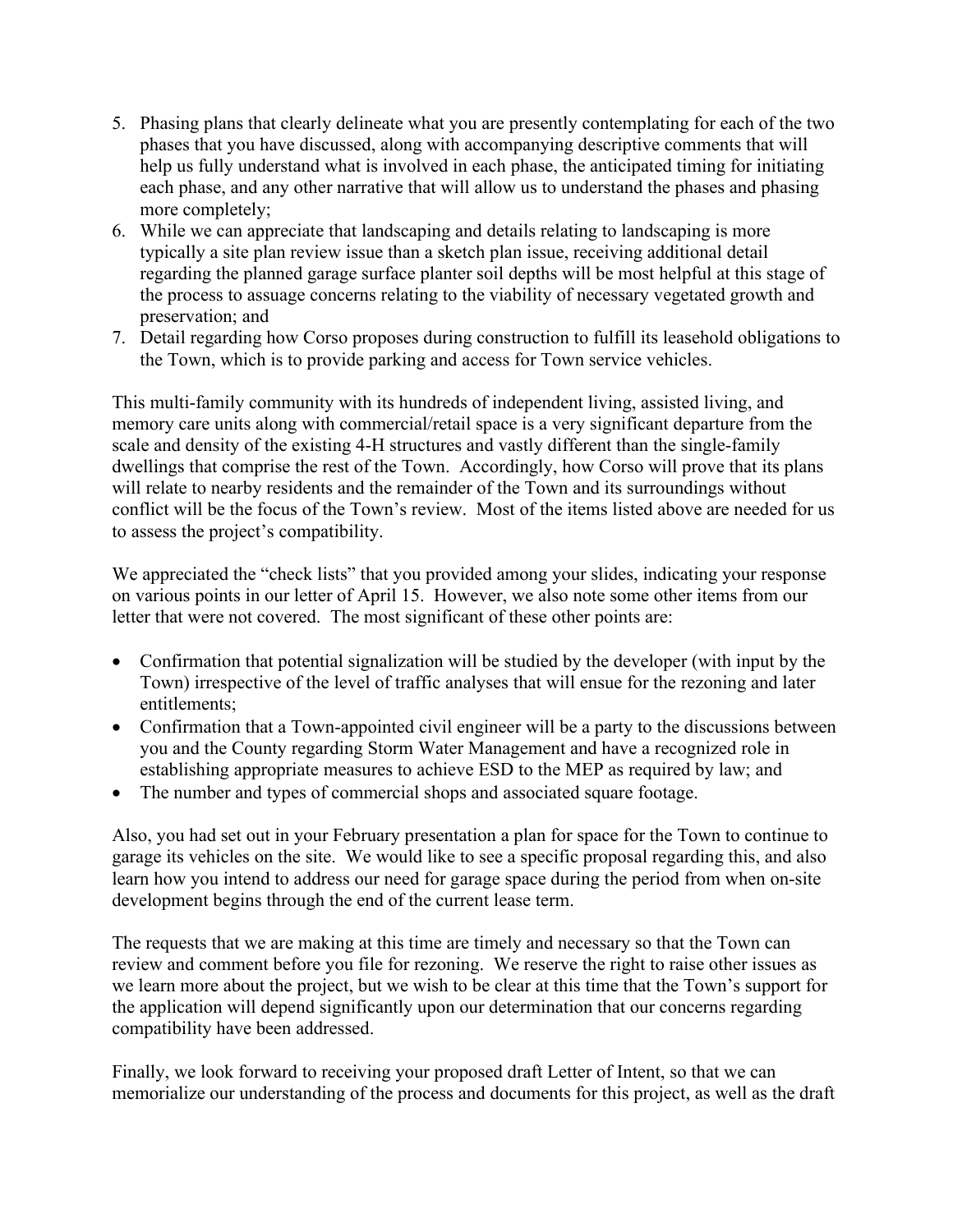5. Phasing plans that clearly delineate what you are presently contemplating for each of the two phases that you have discussed, along with accompanying descriptive comments that will help us fully understand what is involved in each phase, the anticipated timing for initiating each phase, and any other narrative that will allow us to understand the phases and phasing more completely;
6. While we can appreciate that landscaping and details relating to landscaping is more typically a site plan review issue than a sketch plan issue, receiving additional detail regarding the planned garage surface planter soil depths will be most helpful at this stage of the process to assuage concerns relating to the viability of necessary vegetated growth and preservation; and
7. Detail regarding how Corso proposes during construction to fulfill its leasehold obligations to the Town, which is to provide parking and access for Town service vehicles.

This multi-family community with its hundreds of independent living, assisted living, and memory care units along with commercial/retail space is a very significant departure from the scale and density of the existing 4-H structures and vastly different than the single-family dwellings that comprise the rest of the Town. Accordingly, how Corso will prove that its plans will relate to nearby residents and the remainder of the Town and its surroundings without conflict will be the focus of the Town's review. Most of the items listed above are needed for us to assess the project's compatibility.

We appreciated the "check lists" that you provided among your slides, indicating your response on various points in our letter of April 15. However, we also note some other items from our letter that were not covered. The most significant of these other points are:

- Confirmation that potential signalization will be studied by the developer (with input by the Town) irrespective of the level of traffic analyses that will ensue for the rezoning and later entitlements;
- Confirmation that a Town-appointed civil engineer will be a party to the discussions between you and the County regarding Storm Water Management and have a recognized role in establishing appropriate measures to achieve ESD to the MEP as required by law; and
- The number and types of commercial shops and associated square footage.

Also, you had set out in your February presentation a plan for space for the Town to continue to garage its vehicles on the site. We would like to see a specific proposal regarding this, and also learn how you intend to address our need for garage space during the period from when on-site development begins through the end of the current lease term.

The requests that we are making at this time are timely and necessary so that the Town can review and comment before you file for rezoning. We reserve the right to raise other issues as we learn more about the project, but we wish to be clear at this time that the Town's support for the application will depend significantly upon our determination that our concerns regarding compatibility have been addressed.

Finally, we look forward to receiving your proposed draft Letter of Intent, so that we can memorialize our understanding of the process and documents for this project, as well as the draft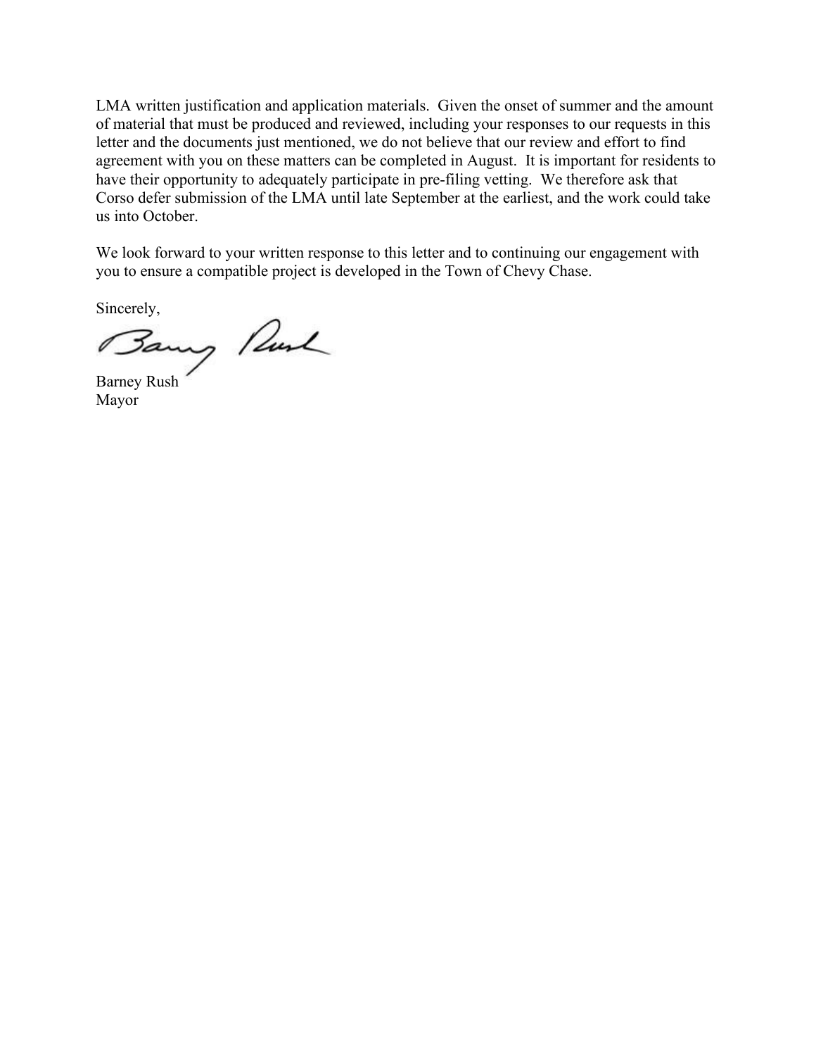LMA written justification and application materials. Given the onset of summer and the amount of material that must be produced and reviewed, including your responses to our requests in this letter and the documents just mentioned, we do not believe that our review and effort to find agreement with you on these matters can be completed in August. It is important for residents to have their opportunity to adequately participate in pre-filing vetting. We therefore ask that Corso defer submission of the LMA until late September at the earliest, and the work could take us into October.

We look forward to your written response to this letter and to continuing our engagement with you to ensure a compatible project is developed in the Town of Chevy Chase.

Sincerely,

Barney Rush
Mayor